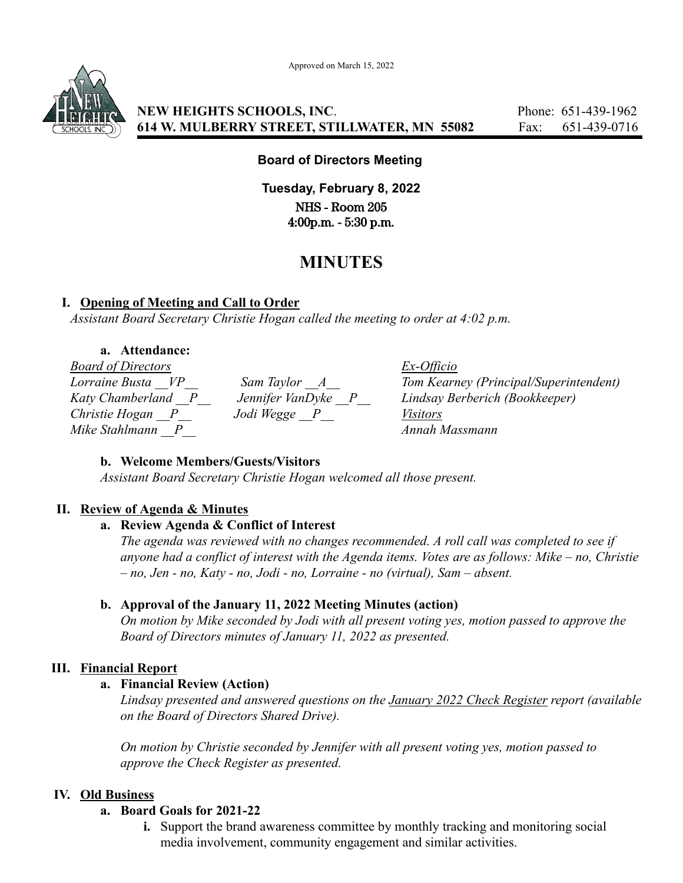Approved on March 15, 2022

**NEW HEIGHTS SCHOOLS, INC.** Phone: 651-439-1962
**614 W. MULBERRY STREET, STILLWATER, MN 55082** Fax: 651-439-0716

**Board of Directors Meeting**

**Tuesday, February 8, 2022**
NHS - Room 205
4:00p.m. - 5:30 p.m.

# MINUTES

## I. Opening of Meeting and Call to Order

*Assistant Board Secretary Christie Hogan called the meeting to order at 4:02 p.m.*

### a. Attendance:

*Board of Directors*
*Lorraine Busta __VP__*
*Katy Chamberland __P__*
*Christie Hogan __P__*
*Mike Stahlmann __P__*
*Sam Taylor __A__*
*Jennifer VanDyke __P__*
*Jodi Wegge __P__*

*Ex-Officio*
*Tom Kearney (Principal/Superintendent)*
*Lindsay Berberich (Bookkeeper)*

*Visitors*
*Annah Massmann*

### b. Welcome Members/Guests/Visitors

*Assistant Board Secretary Christie Hogan welcomed all those present.*

## II. Review of Agenda & Minutes

### a. Review Agenda & Conflict of Interest

*The agenda was reviewed with no changes recommended. A roll call was completed to see if anyone had a conflict of interest with the Agenda items. Votes are as follows: Mike – no, Christie – no, Jen - no, Katy - no, Jodi - no, Lorraine - no (virtual), Sam – absent.*

### b. Approval of the January 11, 2022 Meeting Minutes (action)

*On motion by Mike seconded by Jodi with all present voting yes, motion passed to approve the Board of Directors minutes of January 11, 2022 as presented.*

## III. Financial Report

### a. Financial Review (Action)

*Lindsay presented and answered questions on the January 2022 Check Register report (available on the Board of Directors Shared Drive).*

*On motion by Christie seconded by Jennifer with all present voting yes, motion passed to approve the Check Register as presented.*

## IV. Old Business

### a. Board Goals for 2021-22

i. Support the brand awareness committee by monthly tracking and monitoring social media involvement, community engagement and similar activities.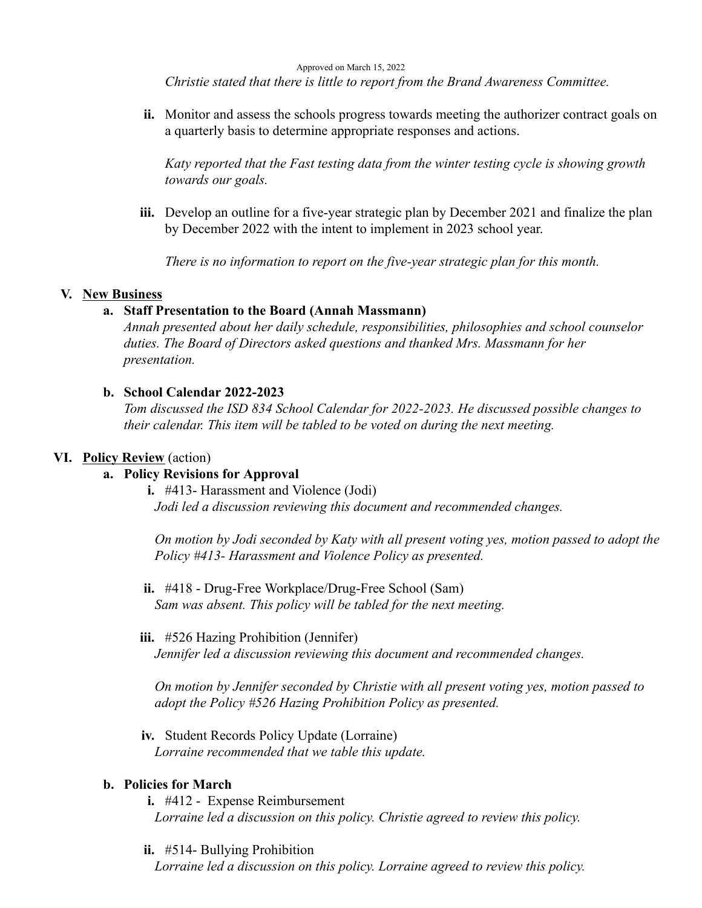Approved on March 15, 2022

*Christie stated that there is little to report from the Brand Awareness Committee.*

**ii.** Monitor and assess the schools progress towards meeting the authorizer contract goals on a quarterly basis to determine appropriate responses and actions.

*Katy reported that the Fast testing data from the winter testing cycle is showing growth towards our goals.*

**iii.** Develop an outline for a five-year strategic plan by December 2021 and finalize the plan by December 2022 with the intent to implement in 2023 school year.

*There is no information to report on the five-year strategic plan for this month.*

## V. New Business

### a. Staff Presentation to the Board (Annah Massmann)

*Annah presented about her daily schedule, responsibilities, philosophies and school counselor duties. The Board of Directors asked questions and thanked Mrs. Massmann for her presentation.*

### b. School Calendar 2022-2023

*Tom discussed the ISD 834 School Calendar for 2022-2023. He discussed possible changes to their calendar. This item will be tabled to be voted on during the next meeting.*

## VI. Policy Review (action)

### a. Policy Revisions for Approval

**i.** #413- Harassment and Violence (Jodi)

*Jodi led a discussion reviewing this document and recommended changes.*

*On motion by Jodi seconded by Katy with all present voting yes, motion passed to adopt the Policy #413- Harassment and Violence Policy as presented.*

**ii.** #418 - Drug-Free Workplace/Drug-Free School (Sam)

*Sam was absent. This policy will be tabled for the next meeting.*

**iii.** #526 Hazing Prohibition (Jennifer)

*Jennifer led a discussion reviewing this document and recommended changes.*

*On motion by Jennifer seconded by Christie with all present voting yes, motion passed to adopt the Policy #526 Hazing Prohibition Policy as presented.*

**iv.** Student Records Policy Update (Lorraine)

*Lorraine recommended that we table this update.*

### b. Policies for March

**i.** #412 - Expense Reimbursement

*Lorraine led a discussion on this policy. Christie agreed to review this policy.*

**ii.** #514- Bullying Prohibition

*Lorraine led a discussion on this policy. Lorraine agreed to review this policy.*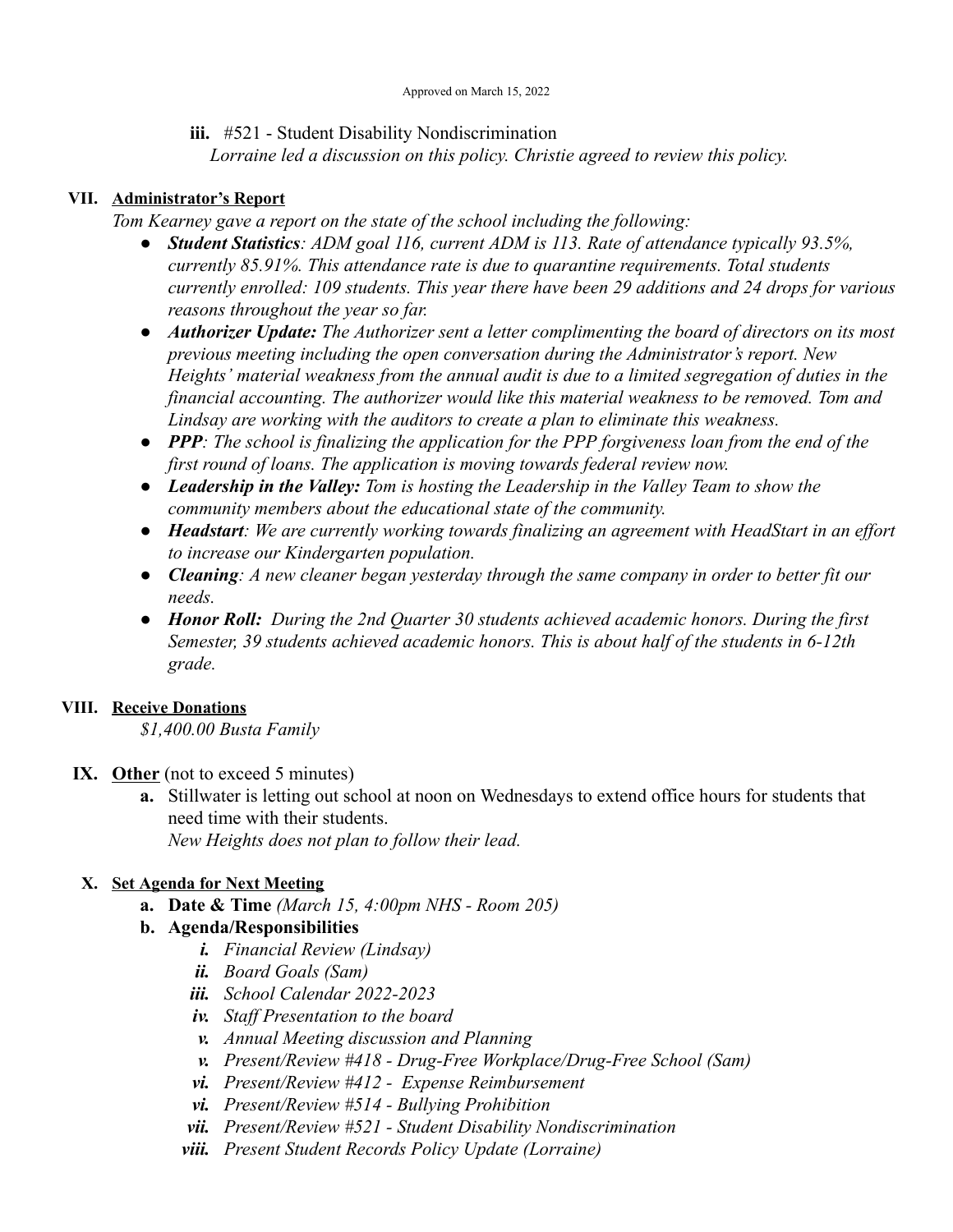Approved on March 15, 2022

iii. #521 - Student Disability Nondiscrimination
*Lorraine led a discussion on this policy. Christie agreed to review this policy.*

## VII. Administrator's Report

*Tom Kearney gave a report on the state of the school including the following:*

- ***Student Statistics****: ADM goal 116, current ADM is 113. Rate of attendance typically 93.5%, currently 85.91%. This attendance rate is due to quarantine requirements. Total students currently enrolled: 109 students. This year there have been 29 additions and 24 drops for various reasons throughout the year so far.*
- ***Authorizer Update:*** *The Authorizer sent a letter complimenting the board of directors on its most previous meeting including the open conversation during the Administrator's report. New Heights' material weakness from the annual audit is due to a limited segregation of duties in the financial accounting. The authorizer would like this material weakness to be removed. Tom and Lindsay are working with the auditors to create a plan to eliminate this weakness.*
- ***PPP****: The school is finalizing the application for the PPP forgiveness loan from the end of the first round of loans. The application is moving towards federal review now.*
- ***Leadership in the Valley:*** *Tom is hosting the Leadership in the Valley Team to show the community members about the educational state of the community.*
- ***Headstart****: We are currently working towards finalizing an agreement with HeadStart in an effort to increase our Kindergarten population.*
- ***Cleaning****: A new cleaner began yesterday through the same company in order to better fit our needs.*
- ***Honor Roll:*** *During the 2nd Quarter 30 students achieved academic honors. During the first Semester, 39 students achieved academic honors. This is about half of the students in 6-12th grade.*

## VIII. Receive Donations

*$1,400.00 Busta Family*

## IX. Other (not to exceed 5 minutes)

a. Stillwater is letting out school at noon on Wednesdays to extend office hours for students that need time with their students.
*New Heights does not plan to follow their lead.*

## X. Set Agenda for Next Meeting

a. **Date & Time** *(March 15, 4:00pm NHS - Room 205)*

b. **Agenda/Responsibilities**

- ***i.*** *Financial Review (Lindsay)*
- ***ii.*** *Board Goals (Sam)*
- ***iii.*** *School Calendar 2022-2023*
- ***iv.*** *Staff Presentation to the board*
- ***v.*** *Annual Meeting discussion and Planning*
- ***v.*** *Present/Review #418 - Drug-Free Workplace/Drug-Free School (Sam)*
- ***vi.*** *Present/Review #412 - Expense Reimbursement*
- ***vi.*** *Present/Review #514 - Bullying Prohibition*
- ***vii.*** *Present/Review #521 - Student Disability Nondiscrimination*
- ***viii.*** *Present Student Records Policy Update (Lorraine)*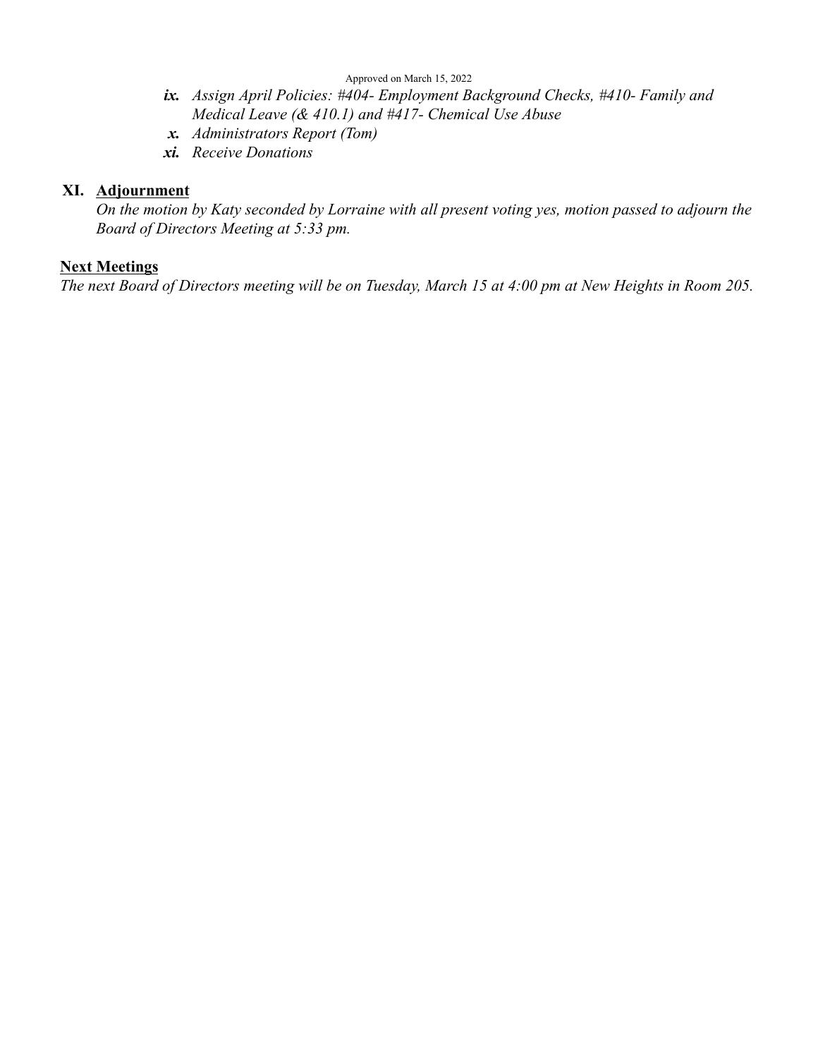Approved on March 15, 2022

- ***ix.*** *Assign April Policies: #404- Employment Background Checks, #410- Family and Medical Leave (& 410.1) and #417- Chemical Use Abuse*
- ***x.*** *Administrators Report (Tom)*
- ***xi.*** *Receive Donations*

## XI. Adjournment

*On the motion by Katy seconded by Lorraine with all present voting yes, motion passed to adjourn the Board of Directors Meeting at 5:33 pm.*

## Next Meetings

*The next Board of Directors meeting will be on Tuesday, March 15 at 4:00 pm at New Heights in Room 205.*